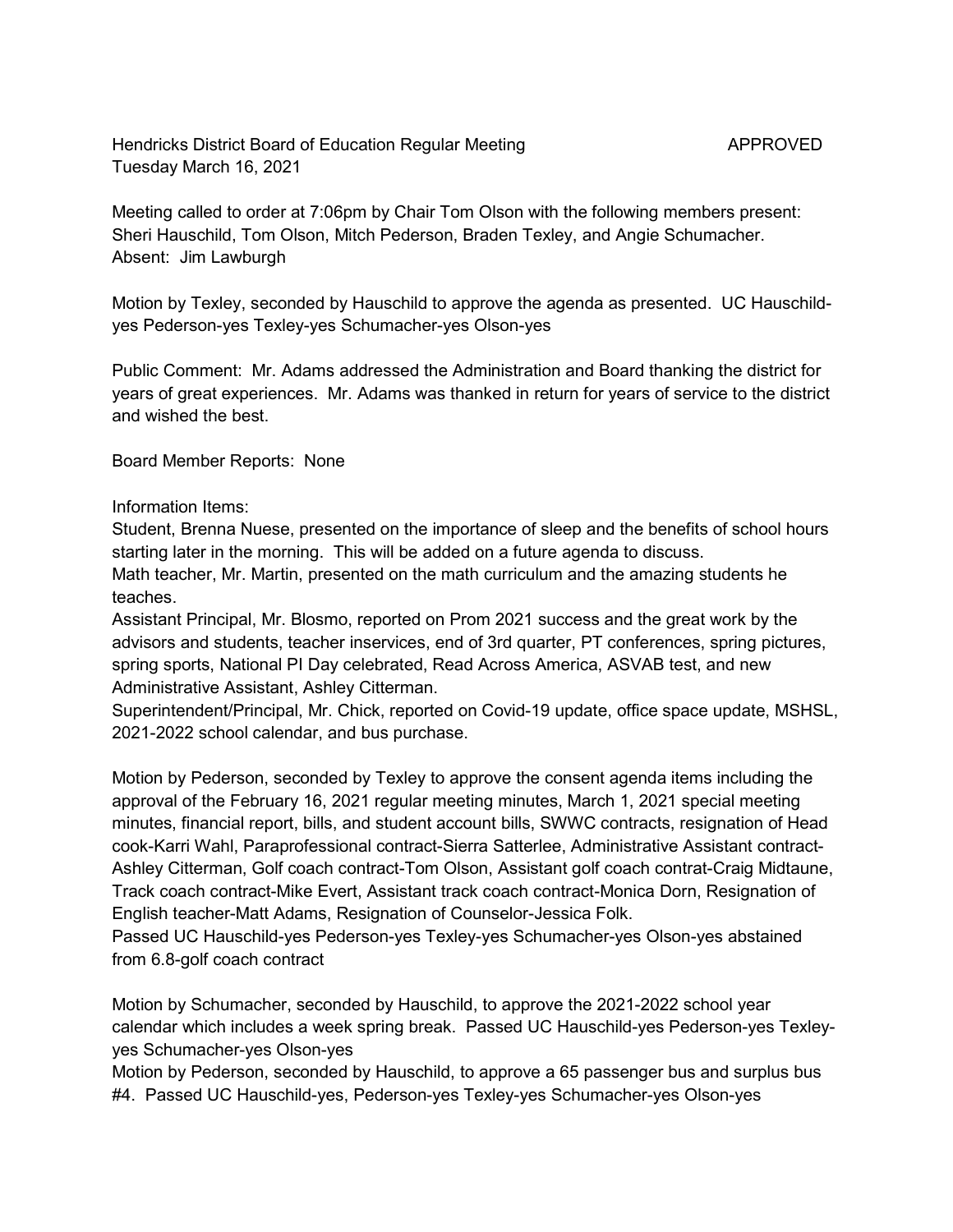Hendricks District Board of Education Regular Meeting APPROVED
Tuesday March 16, 2021

Meeting called to order at 7:06pm by Chair Tom Olson with the following members present: Sheri Hauschild, Tom Olson, Mitch Pederson, Braden Texley, and Angie Schumacher.
Absent: Jim Lawburgh

Motion by Texley, seconded by Hauschild to approve the agenda as presented. UC Hauschild-yes Pederson-yes Texley-yes Schumacher-yes Olson-yes

Public Comment: Mr. Adams addressed the Administration and Board thanking the district for years of great experiences. Mr. Adams was thanked in return for years of service to the district and wished the best.

Board Member Reports: None

Information Items:
Student, Brenna Nuese, presented on the importance of sleep and the benefits of school hours starting later in the morning. This will be added on a future agenda to discuss.
Math teacher, Mr. Martin, presented on the math curriculum and the amazing students he teaches.
Assistant Principal, Mr. Blosmo, reported on Prom 2021 success and the great work by the advisors and students, teacher inservices, end of 3rd quarter, PT conferences, spring pictures, spring sports, National PI Day celebrated, Read Across America, ASVAB test, and new Administrative Assistant, Ashley Citterman.
Superintendent/Principal, Mr. Chick, reported on Covid-19 update, office space update, MSHSL, 2021-2022 school calendar, and bus purchase.

Motion by Pederson, seconded by Texley to approve the consent agenda items including the approval of the February 16, 2021 regular meeting minutes, March 1, 2021 special meeting minutes, financial report, bills, and student account bills, SWWC contracts, resignation of Head cook-Karri Wahl, Paraprofessional contract-Sierra Satterlee, Administrative Assistant contract-Ashley Citterman, Golf coach contract-Tom Olson, Assistant golf coach contrat-Craig Midtaune, Track coach contract-Mike Evert, Assistant track coach contract-Monica Dorn, Resignation of English teacher-Matt Adams, Resignation of Counselor-Jessica Folk.
Passed UC Hauschild-yes Pederson-yes Texley-yes Schumacher-yes Olson-yes abstained from 6.8-golf coach contract

Motion by Schumacher, seconded by Hauschild, to approve the 2021-2022 school year calendar which includes a week spring break. Passed UC Hauschild-yes Pederson-yes Texley-yes Schumacher-yes Olson-yes
Motion by Pederson, seconded by Hauschild, to approve a 65 passenger bus and surplus bus #4. Passed UC Hauschild-yes, Pederson-yes Texley-yes Schumacher-yes Olson-yes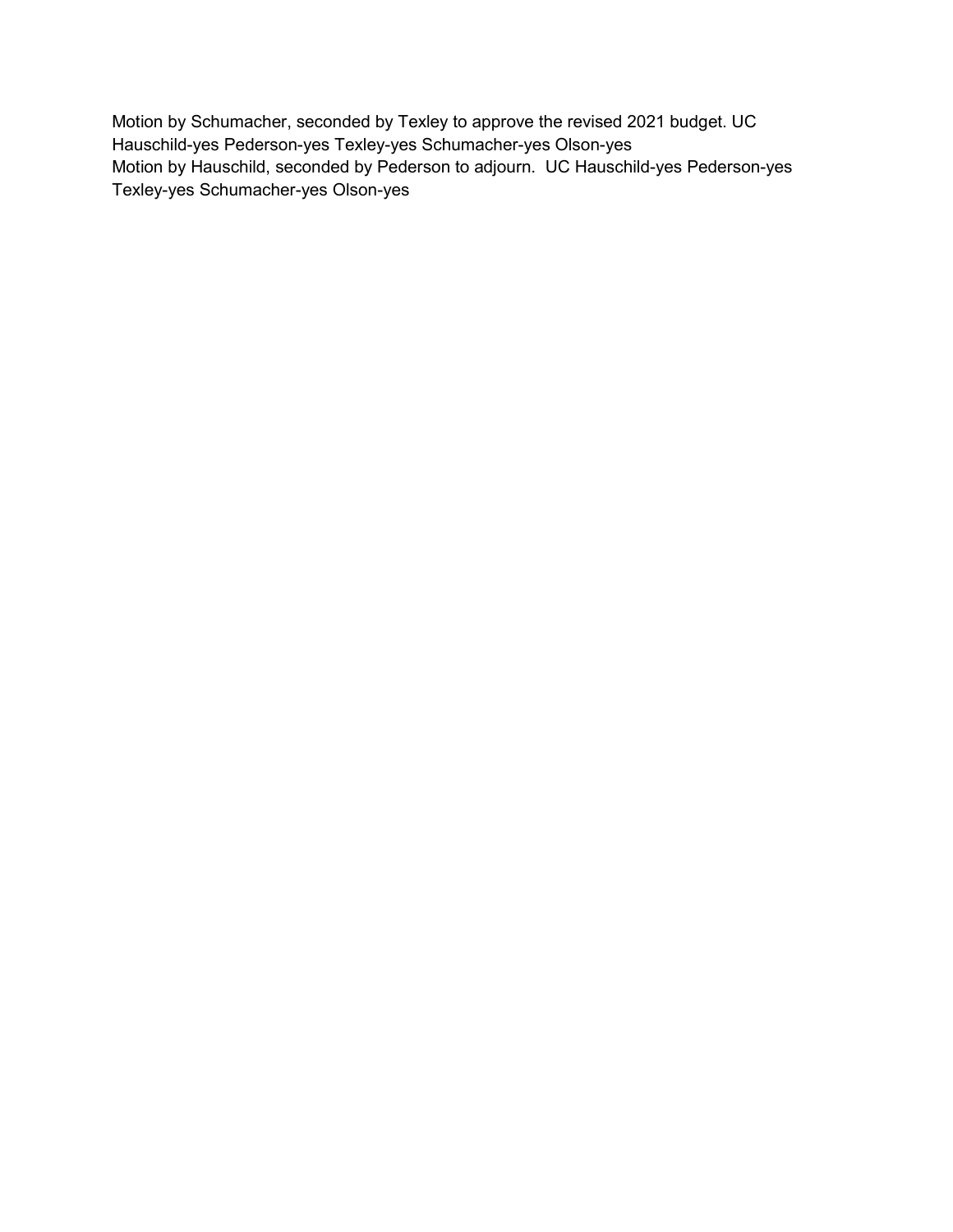Motion by Schumacher, seconded by Texley to approve the revised 2021 budget. UC Hauschild-yes Pederson-yes Texley-yes Schumacher-yes Olson-yes
Motion by Hauschild, seconded by Pederson to adjourn. UC Hauschild-yes Pederson-yes Texley-yes Schumacher-yes Olson-yes